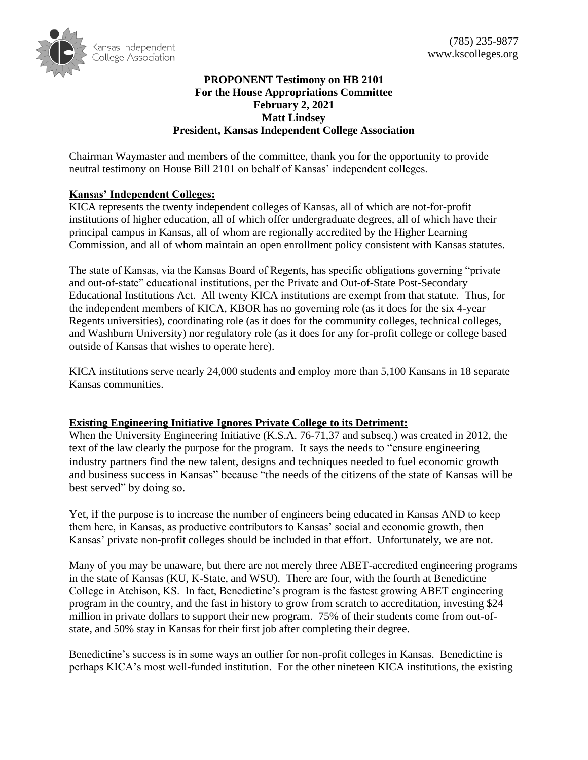Kansas Independent College Association

(785) 235-9877
www.kscolleges.org

**PROPONENT Testimony on HB 2101**
**For the House Appropriations Committee**
**February 2, 2021**
**Matt Lindsey**
**President, Kansas Independent College Association**

Chairman Waymaster and members of the committee, thank you for the opportunity to provide neutral testimony on House Bill 2101 on behalf of Kansas' independent colleges.

**Kansas' Independent Colleges:**

KICA represents the twenty independent colleges of Kansas, all of which are not-for-profit institutions of higher education, all of which offer undergraduate degrees, all of which have their principal campus in Kansas, all of whom are regionally accredited by the Higher Learning Commission, and all of whom maintain an open enrollment policy consistent with Kansas statutes.

The state of Kansas, via the Kansas Board of Regents, has specific obligations governing "private and out-of-state" educational institutions, per the Private and Out-of-State Post-Secondary Educational Institutions Act. All twenty KICA institutions are exempt from that statute. Thus, for the independent members of KICA, KBOR has no governing role (as it does for the six 4-year Regents universities), coordinating role (as it does for the community colleges, technical colleges, and Washburn University) nor regulatory role (as it does for any for-profit college or college based outside of Kansas that wishes to operate here).

KICA institutions serve nearly 24,000 students and employ more than 5,100 Kansans in 18 separate Kansas communities.

**Existing Engineering Initiative Ignores Private College to its Detriment:**

When the University Engineering Initiative (K.S.A. 76-71,37 and subseq.) was created in 2012, the text of the law clearly the purpose for the program. It says the needs to "ensure engineering industry partners find the new talent, designs and techniques needed to fuel economic growth and business success in Kansas" because "the needs of the citizens of the state of Kansas will be best served" by doing so.

Yet, if the purpose is to increase the number of engineers being educated in Kansas AND to keep them here, in Kansas, as productive contributors to Kansas' social and economic growth, then Kansas' private non-profit colleges should be included in that effort. Unfortunately, we are not.

Many of you may be unaware, but there are not merely three ABET-accredited engineering programs in the state of Kansas (KU, K-State, and WSU). There are four, with the fourth at Benedictine College in Atchison, KS. In fact, Benedictine's program is the fastest growing ABET engineering program in the country, and the fast in history to grow from scratch to accreditation, investing $24 million in private dollars to support their new program. 75% of their students come from out-of-state, and 50% stay in Kansas for their first job after completing their degree.

Benedictine's success is in some ways an outlier for non-profit colleges in Kansas. Benedictine is perhaps KICA's most well-funded institution. For the other nineteen KICA institutions, the existing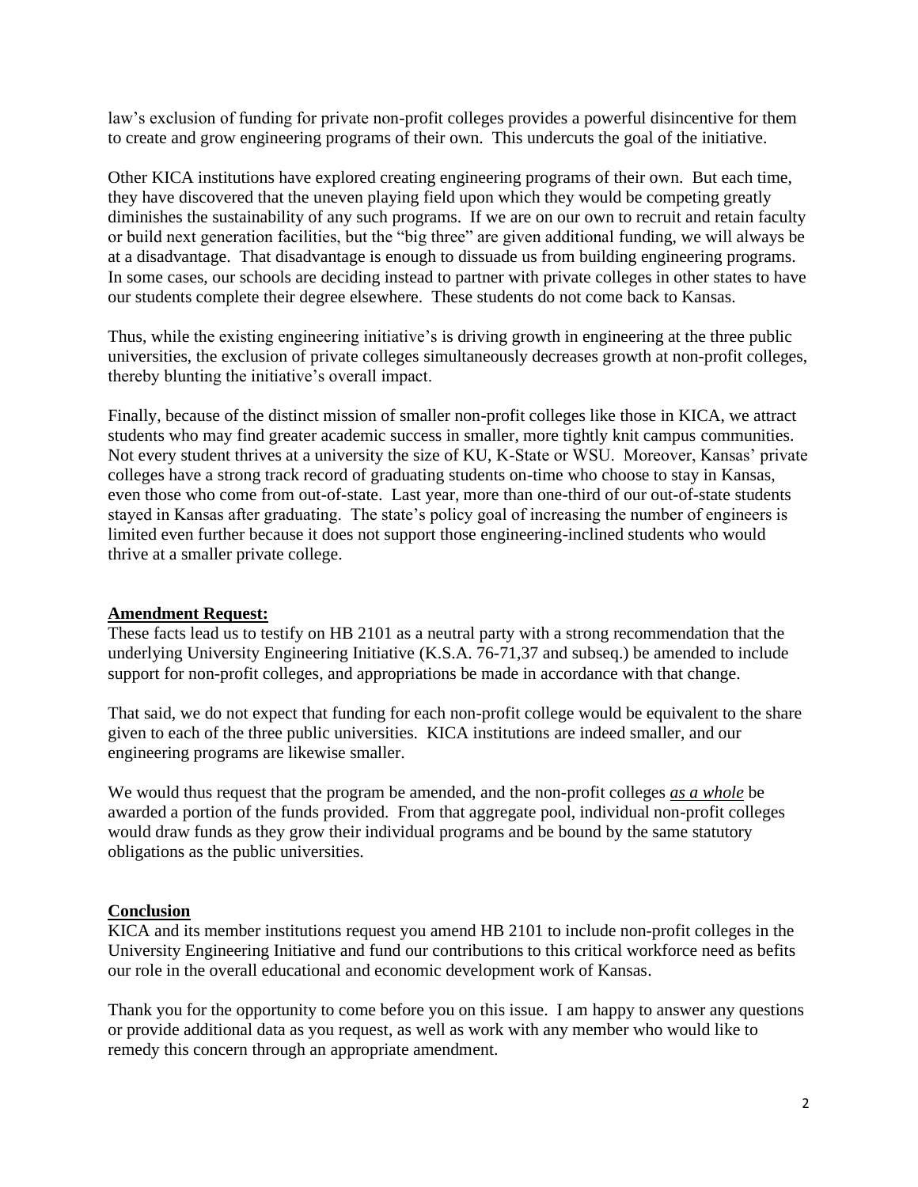law's exclusion of funding for private non-profit colleges provides a powerful disincentive for them to create and grow engineering programs of their own. This undercuts the goal of the initiative.

Other KICA institutions have explored creating engineering programs of their own. But each time, they have discovered that the uneven playing field upon which they would be competing greatly diminishes the sustainability of any such programs. If we are on our own to recruit and retain faculty or build next generation facilities, but the "big three" are given additional funding, we will always be at a disadvantage. That disadvantage is enough to dissuade us from building engineering programs. In some cases, our schools are deciding instead to partner with private colleges in other states to have our students complete their degree elsewhere. These students do not come back to Kansas.

Thus, while the existing engineering initiative's is driving growth in engineering at the three public universities, the exclusion of private colleges simultaneously decreases growth at non-profit colleges, thereby blunting the initiative's overall impact.

Finally, because of the distinct mission of smaller non-profit colleges like those in KICA, we attract students who may find greater academic success in smaller, more tightly knit campus communities. Not every student thrives at a university the size of KU, K-State or WSU. Moreover, Kansas' private colleges have a strong track record of graduating students on-time who choose to stay in Kansas, even those who come from out-of-state. Last year, more than one-third of our out-of-state students stayed in Kansas after graduating. The state's policy goal of increasing the number of engineers is limited even further because it does not support those engineering-inclined students who would thrive at a smaller private college.

**Amendment Request:**

These facts lead us to testify on HB 2101 as a neutral party with a strong recommendation that the underlying University Engineering Initiative (K.S.A. 76-71,37 and subseq.) be amended to include support for non-profit colleges, and appropriations be made in accordance with that change.

That said, we do not expect that funding for each non-profit college would be equivalent to the share given to each of the three public universities. KICA institutions are indeed smaller, and our engineering programs are likewise smaller.

We would thus request that the program be amended, and the non-profit colleges ***as a whole*** be awarded a portion of the funds provided. From that aggregate pool, individual non-profit colleges would draw funds as they grow their individual programs and be bound by the same statutory obligations as the public universities.

**Conclusion**

KICA and its member institutions request you amend HB 2101 to include non-profit colleges in the University Engineering Initiative and fund our contributions to this critical workforce need as befits our role in the overall educational and economic development work of Kansas.

Thank you for the opportunity to come before you on this issue. I am happy to answer any questions or provide additional data as you request, as well as work with any member who would like to remedy this concern through an appropriate amendment.